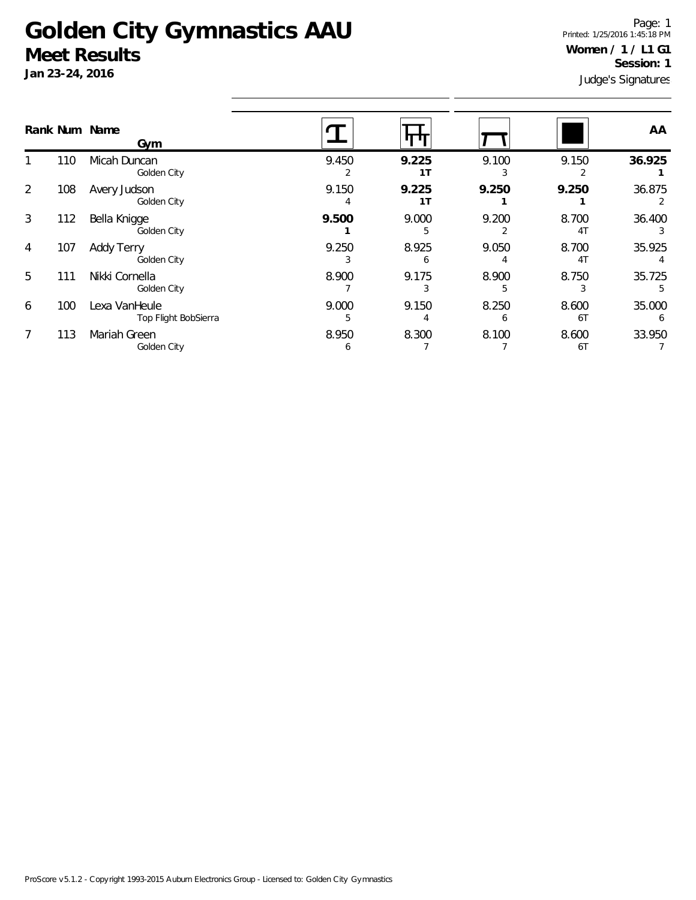# Golden City Gymnastics AAU

## Meet Results

**Jan 23-24, 2016**

Page: 1
Printed: 1/25/2016 1:45:18 PM

**Women / 1 / L1 G1**
**Session: 1**
Judge's Signatures

| Rank | Num | Name / Gym | Vault | Bars | Beam | Floor | AA |
|---|---|---|---|---|---|---|---|
| 1 | 110 | Micah Duncan<br>Golden City | 9.450<br>2 | **9.225**<br>**1T** | 9.100<br>3 | 9.150<br>2 | **36.925**<br>**1** |
| 2 | 108 | Avery Judson<br>Golden City | 9.150<br>4 | **9.225**<br>**1T** | **9.250**<br>**1** | **9.250**<br>**1** | 36.875<br>2 |
| 3 | 112 | Bella Knigge<br>Golden City | **9.500**<br>**1** | 9.000<br>5 | 9.200<br>2 | 8.700<br>4T | 36.400<br>3 |
| 4 | 107 | Addy Terry<br>Golden City | 9.250<br>3 | 8.925<br>6 | 9.050<br>4 | 8.700<br>4T | 35.925<br>4 |
| 5 | 111 | Nikki Cornella<br>Golden City | 8.900<br>7 | 9.175<br>3 | 8.900<br>5 | 8.750<br>3 | 35.725<br>5 |
| 6 | 100 | Lexa VanHeule<br>Top Flight BobSierra | 9.000<br>5 | 9.150<br>4 | 8.250<br>6 | 8.600<br>6T | 35.000<br>6 |
| 7 | 113 | Mariah Green<br>Golden City | 8.950<br>6 | 8.300<br>7 | 8.100<br>7 | 8.600<br>6T | 33.950<br>7 |

ProScore v5.1.2 - Copyright 1993-2015 Auburn Electronics Group - Licensed to: Golden City Gymnastics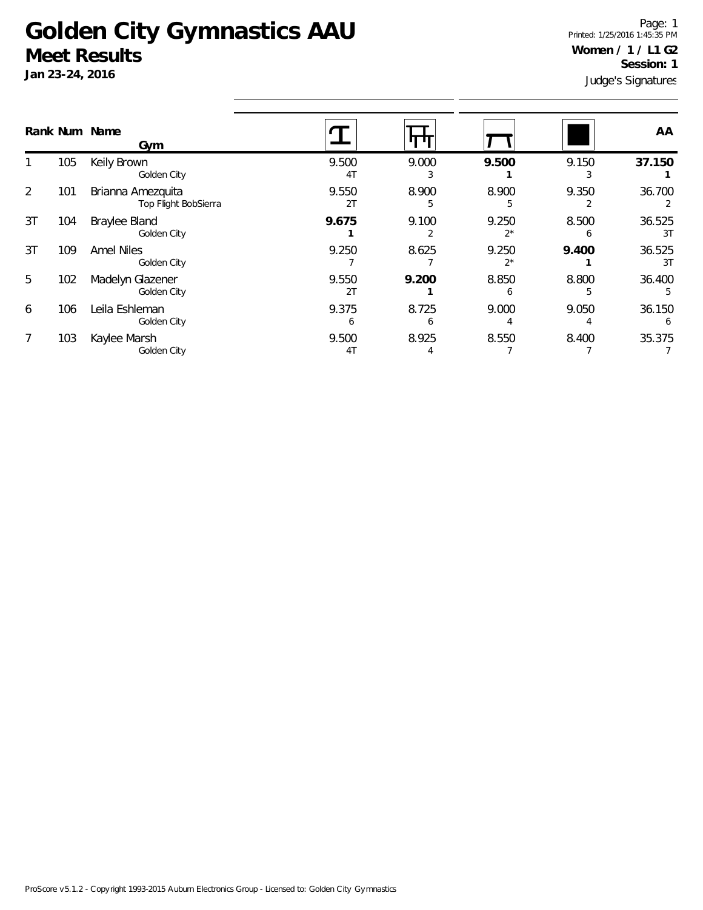# Golden City Gymnastics AAU

## Meet Results

**Jan 23-24, 2016**

Page: 1
Printed: 1/25/2016 1:45:35 PM

**Women / 1 / L1 G2**
**Session: 1**
Judge's Signatures

| Rank | Num | Name / Gym | Vault | Bars | Beam | Floor | AA |
|---|---|---|---|---|---|---|---|
| 1 | 105 | Keily Brown<br>Golden City | 9.500<br>4T | 9.000<br>3 | **9.500**<br>**1** | 9.150<br>3 | **37.150**<br>**1** |
| 2 | 101 | Brianna Amezquita<br>Top Flight BobSierra | 9.550<br>2T | 8.900<br>5 | 8.900<br>5 | 9.350<br>2 | 36.700<br>2 |
| 3T | 104 | Braylee Bland<br>Golden City | **9.675**<br>**1** | 9.100<br>2 | 9.250<br>2* | 8.500<br>6 | 36.525<br>3T |
| 3T | 109 | Amel Niles<br>Golden City | 9.250<br>7 | 8.625<br>7 | 9.250<br>2* | **9.400**<br>**1** | 36.525<br>3T |
| 5 | 102 | Madelyn Glazener<br>Golden City | 9.550<br>2T | **9.200**<br>**1** | 8.850<br>6 | 8.800<br>5 | 36.400<br>5 |
| 6 | 106 | Leila Eshleman<br>Golden City | 9.375<br>6 | 8.725<br>6 | 9.000<br>4 | 9.050<br>4 | 36.150<br>6 |
| 7 | 103 | Kaylee Marsh<br>Golden City | 9.500<br>4T | 8.925<br>4 | 8.550<br>7 | 8.400<br>7 | 35.375<br>7 |

ProScore v5.1.2 - Copyright 1993-2015 Auburn Electronics Group - Licensed to: Golden City Gymnastics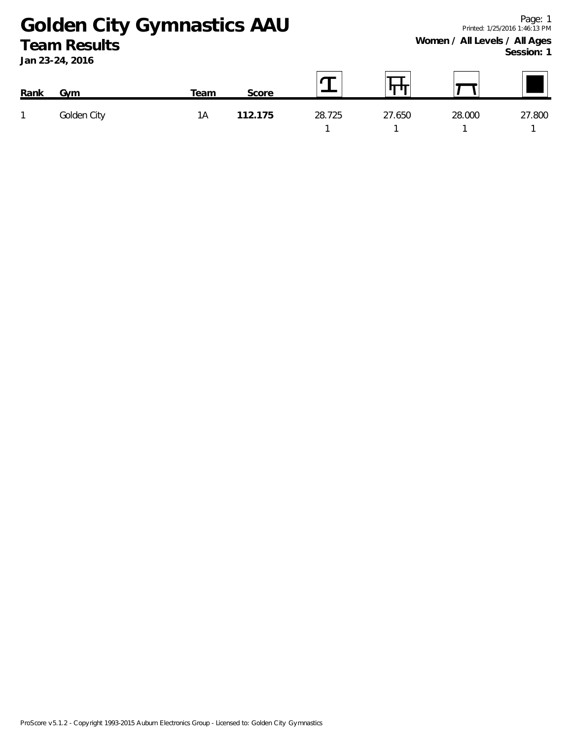# Golden City Gymnastics AAU

## Team Results

**Jan 23-24, 2016**

Page: 1
Printed: 1/25/2016 1:46:13 PM

**Women / All Levels / All Ages**
**Session: 1**

| Rank | Gym | Team | Score | Vault | Bars | Beam | Floor |
|---|---|---|---|---|---|---|---|
| 1 | Golden City | 1A | **112.175** | 28.725<br>1 | 27.650<br>1 | 28.000<br>1 | 27.800<br>1 |

ProScore v5.1.2 - Copyright 1993-2015 Auburn Electronics Group - Licensed to: Golden City Gymnastics